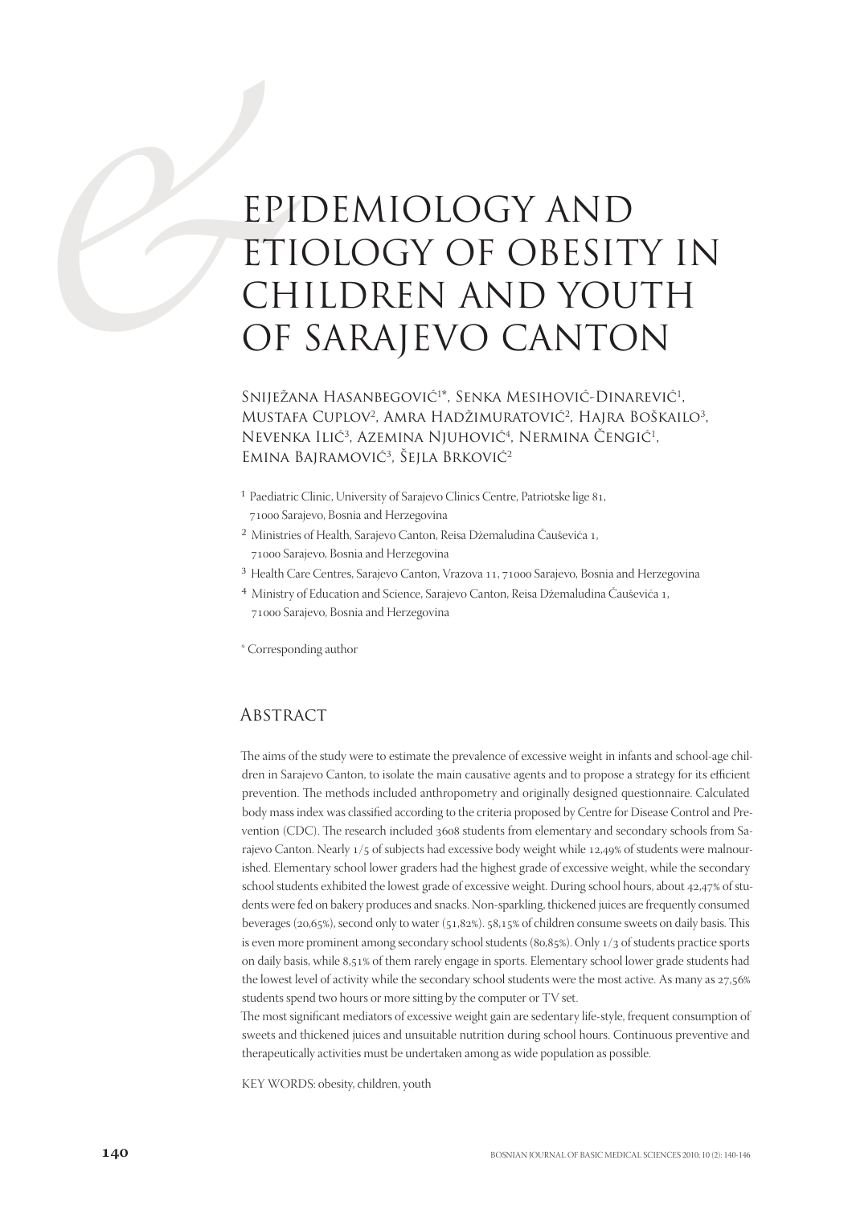# EPIDEMIOLOGY AND ETIOLOGY OF OBESITY IN CHILDREN AND YOUTH OF SARAJEVO CANTON

Snježana Hasanbegović[1]*, Senka Mesihović-Dinarević[1], Mustafa Cuplov[2], Amra Hadžimuratović[2], Hajra Boškailo[3], Nevenka Ilić[3], Azemina Njuhović[4], Nermina Čengić[1], Emina Bajramović[3], Šejla Brković[2]

[1] Paediatric Clinic, University of Sarajevo Clinics Centre, Patriotske lige 81, 71000 Sarajevo, Bosnia and Herzegovina

[2] Ministries of Health, Sarajevo Canton, Reisa Džemaludina Čauševića 1, 71000 Sarajevo, Bosnia and Herzegovina

[3] Health Care Centres, Sarajevo Canton, Vrazova 11, 71000 Sarajevo, Bosnia and Herzegovina

[4] Ministry of Education and Science, Sarajevo Canton, Reisa Džemaludina Čauševića 1, 71000 Sarajevo, Bosnia and Herzegovina

* Corresponding author

## Abstract

The aims of the study were to estimate the prevalence of excessive weight in infants and school-age children in Sarajevo Canton, to isolate the main causative agents and to propose a strategy for its efficient prevention. The methods included anthropometry and originally designed questionnaire. Calculated body mass index was classified according to the criteria proposed by Centre for Disease Control and Prevention (CDC). The research included 3608 students from elementary and secondary schools from Sarajevo Canton. Nearly 1/5 of subjects had excessive body weight while 12,49% of students were malnourished. Elementary school lower graders had the highest grade of excessive weight, while the secondary school students exhibited the lowest grade of excessive weight. During school hours, about 42,47% of students were fed on bakery produces and snacks. Non-sparkling, thickened juices are frequently consumed beverages (20,65%), second only to water (51,82%). 58,15% of children consume sweets on daily basis. This is even more prominent among secondary school students (80,85%). Only 1/3 of students practice sports on daily basis, while 8,51% of them rarely engage in sports. Elementary school lower grade students had the lowest level of activity while the secondary school students were the most active. As many as 27,56% students spend two hours or more sitting by the computer or TV set.

The most significant mediators of excessive weight gain are sedentary life-style, frequent consumption of sweets and thickened juices and unsuitable nutrition during school hours. Continuous preventive and therapeutically activities must be undertaken among as wide population as possible.

KEY WORDS: obesity, children, youth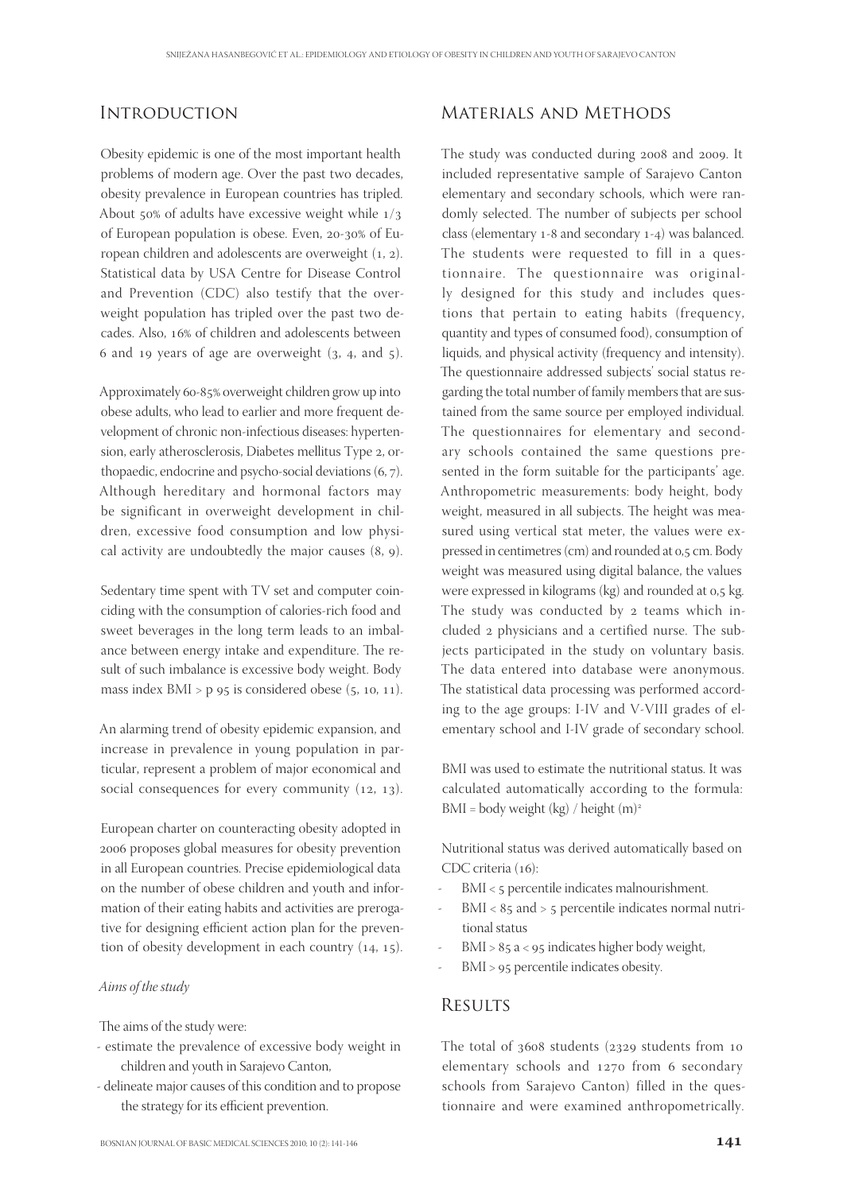## Introduction

Obesity epidemic is one of the most important health problems of modern age. Over the past two decades, obesity prevalence in European countries has tripled. About 50% of adults have excessive weight while 1/3 of European population is obese. Even, 20-30% of European children and adolescents are overweight (1, 2). Statistical data by USA Centre for Disease Control and Prevention (CDC) also testify that the overweight population has tripled over the past two decades. Also, 16% of children and adolescents between 6 and 19 years of age are overweight (3, 4, and 5).

Approximately 60-85% overweight children grow up into obese adults, who lead to earlier and more frequent development of chronic non-infectious diseases: hypertension, early atherosclerosis, Diabetes mellitus Type 2, orthopaedic, endocrine and psycho-social deviations (6, 7). Although hereditary and hormonal factors may be significant in overweight development in children, excessive food consumption and low physical activity are undoubtedly the major causes (8, 9).

Sedentary time spent with TV set and computer coinciding with the consumption of calories-rich food and sweet beverages in the long term leads to an imbalance between energy intake and expenditure. The result of such imbalance is excessive body weight. Body mass index BMI > p 95 is considered obese (5, 10, 11).

An alarming trend of obesity epidemic expansion, and increase in prevalence in young population in particular, represent a problem of major economical and social consequences for every community (12, 13).

European charter on counteracting obesity adopted in 2006 proposes global measures for obesity prevention in all European countries. Precise epidemiological data on the number of obese children and youth and information of their eating habits and activities are prerogative for designing efficient action plan for the prevention of obesity development in each country (14, 15).

### *Aims of the study*

The aims of the study were:

- estimate the prevalence of excessive body weight in children and youth in Sarajevo Canton,
- delineate major causes of this condition and to propose the strategy for its efficient prevention.

## Materials and Methods

The study was conducted during 2008 and 2009. It included representative sample of Sarajevo Canton elementary and secondary schools, which were randomly selected. The number of subjects per school class (elementary 1-8 and secondary 1-4) was balanced. The students were requested to fill in a questionnaire. The questionnaire was originally designed for this study and includes questions that pertain to eating habits (frequency, quantity and types of consumed food), consumption of liquids, and physical activity (frequency and intensity). The questionnaire addressed subjects' social status regarding the total number of family members that are sustained from the same source per employed individual. The questionnaires for elementary and secondary schools contained the same questions presented in the form suitable for the participants' age. Anthropometric measurements: body height, body weight, measured in all subjects. The height was measured using vertical stat meter, the values were expressed in centimetres (cm) and rounded at 0,5 cm. Body weight was measured using digital balance, the values were expressed in kilograms (kg) and rounded at 0,5 kg. The study was conducted by 2 teams which included 2 physicians and a certified nurse. The subjects participated in the study on voluntary basis. The data entered into database were anonymous. The statistical data processing was performed according to the age groups: I-IV and V-VIII grades of elementary school and I-IV grade of secondary school.

BMI was used to estimate the nutritional status. It was calculated automatically according to the formula: BMI = body weight (kg) / height $(m)^2$

Nutritional status was derived automatically based on CDC criteria (16):

- BMI < 5 percentile indicates malnourishment.
- BMI < 85 and > 5 percentile indicates normal nutritional status
- BMI > 85 a < 95 indicates higher body weight,
- BMI > 95 percentile indicates obesity.

## Results

The total of 3608 students (2329 students from 10 elementary schools and 1270 from 6 secondary schools from Sarajevo Canton) filled in the questionnaire and were examined anthropometrically.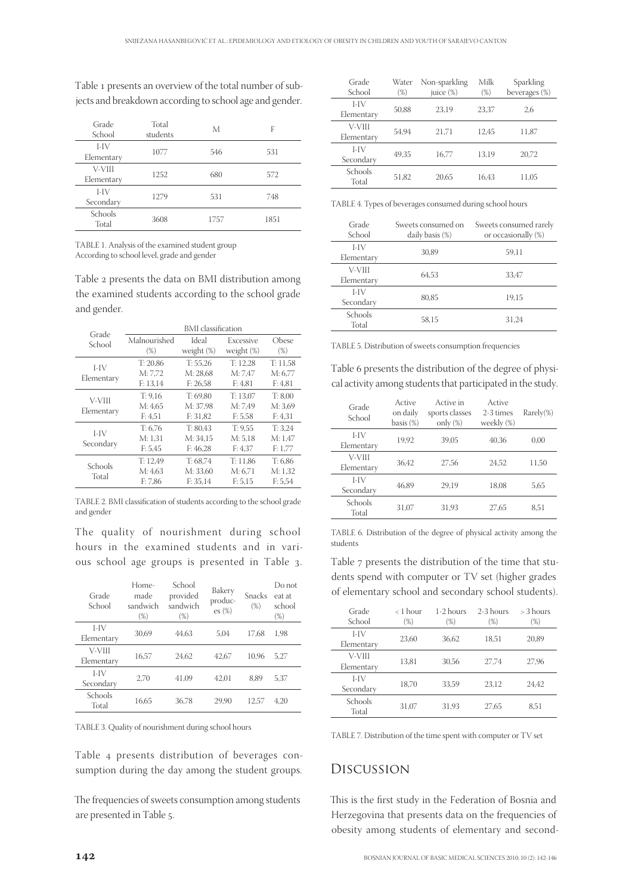Table 1 presents an overview of the total number of subjects and breakdown according to school age and gender.

| Grade School | Total students | M | F |
|---|---|---|---|
| I-IV Elementary | 1077 | 546 | 531 |
| V-VIII Elementary | 1252 | 680 | 572 |
| I-IV Secondary | 1279 | 531 | 748 |
| Schools Total | 3608 | 1757 | 1851 |

TABLE 1. Analysis of the examined student group
According to school level, grade and gender

Table 2 presents the data on BMI distribution among the examined students according to the school grade and gender.

| Grade School | BMI classification | | | |
|---|---|---|---|---|
| | Malnourished (%) | Ideal weight (%) | Excessive weight (%) | Obese (%) |
| I-IV Elementary | T: 20,86<br>M: 7,72<br>F: 13,14 | T: 55,26<br>M: 28,68<br>F: 26,58 | T: 12,28<br>M: 7,47<br>F: 4,81 | T: 11,58<br>M: 6,77<br>F: 4,81 |
| V-VIII Elementary | T: 9,16<br>M: 4,65<br>F: 4,51 | T: 69,80<br>M: 37,98<br>F: 31,82 | T: 13,07<br>M: 7,49<br>F: 5,58 | T: 8,00<br>M: 3,69<br>F: 4,31 |
| I-IV Secondary | T: 6,76<br>M: 1,31<br>F: 5,45 | T: 80,43<br>M: 34,15<br>F: 46,28 | T: 9,55<br>M: 5,18<br>F: 4,37 | T: 3,24<br>M: 1,47<br>F: 1,77 |
| Schools Total | T: 12,49<br>M: 4,63<br>F: 7,86 | T: 68,74<br>M: 33,60<br>F: 35,14 | T: 11,86<br>M: 6,71<br>F: 5,15 | T: 6,86<br>M: 1,32<br>F: 5,54 |

TABLE 2. BMI classification of students according to the school grade and gender

The quality of nourishment during school hours in the examined students and in various school age groups is presented in Table 3.

| Grade School | Home-made sandwich (%) | School provided sandwich (%) | Bakery products (%) | Snacks (%) | Do not eat at school (%) |
|---|---|---|---|---|---|
| I-IV Elementary | 30,69 | 44,63 | 5,04 | 17,68 | 1,98 |
| V-VIII Elementary | 16,57 | 24,62 | 42,67 | 10,96 | 5,27 |
| I-IV Secondary | 2,70 | 41,09 | 42,01 | 8,89 | 5,37 |
| Schools Total | 16,65 | 36,78 | 29,90 | 12,57 | 4,20 |

TABLE 3. Quality of nourishment during school hours

Table 4 presents distribution of beverages consumption during the day among the student groups.

The frequencies of sweets consumption among students are presented in Table 5.

| Grade School | Water (%) | Non-sparkling juice (%) | Milk (%) | Sparkling beverages (%) |
|---|---|---|---|---|
| I-IV Elementary | 50,88 | 23,19 | 23,37 | 2,6 |
| V-VIII Elementary | 54,94 | 21,71 | 12,45 | 11,87 |
| I-IV Secondary | 49,35 | 16,77 | 13,19 | 20,72 |
| Schools Total | 51,82 | 20,65 | 16,43 | 11,05 |

TABLE 4. Types of beverages consumed during school hours

| Grade School | Sweets consumed on daily basis (%) | Sweets consumed rarely or occasionally (%) |
|---|---|---|
| I-IV Elementary | 30,89 | 59,11 |
| V-VIII Elementary | 64,53 | 33,47 |
| I-IV Secondary | 80,85 | 19,15 |
| Schools Total | 58,15 | 31,24 |

TABLE 5. Distribution of sweets consumption frequencies

Table 6 presents the distribution of the degree of physical activity among students that participated in the study.

| Grade School | Active on daily basis (%) | Active in sports classes only (%) | Active 2-3 times weekly (%) | Rarely(%) |
|---|---|---|---|---|
| I-IV Elementary | 19,92 | 39,05 | 40,36 | 0,00 |
| V-VIII Elementary | 36,42 | 27,56 | 24,52 | 11,50 |
| I-IV Secondary | 46,89 | 29,19 | 18,08 | 5,65 |
| Schools Total | 31,07 | 31,93 | 27,65 | 8,51 |

TABLE 6. Distribution of the degree of physical activity among the students

Table 7 presents the distribution of the time that students spend with computer or TV set (higher grades of elementary school and secondary school students).

| Grade School | < 1 hour (%) | 1-2 hours (%) | 2-3 hours (%) | > 3 hours (%) |
|---|---|---|---|---|
| I-IV Elementary | 23,60 | 36,62 | 18,51 | 20,89 |
| V-VIII Elementary | 13,81 | 30,56 | 27,74 | 27,96 |
| I-IV Secondary | 18,70 | 33,59 | 23,12 | 24,42 |
| Schools Total | 31,07 | 31,93 | 27,65 | 8,51 |

TABLE 7. Distribution of the time spent with computer or TV set

## Discussion

This is the first study in the Federation of Bosnia and Herzegovina that presents data on the frequencies of obesity among students of elementary and second-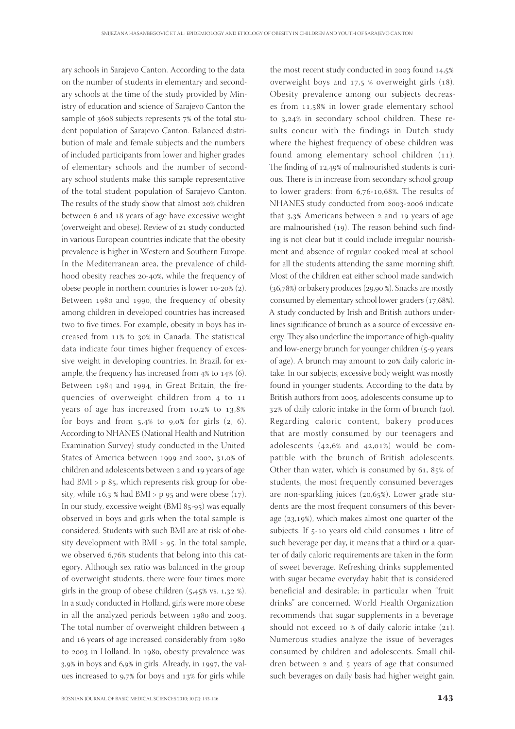ary schools in Sarajevo Canton. According to the data on the number of students in elementary and secondary schools at the time of the study provided by Ministry of education and science of Sarajevo Canton the sample of 3608 subjects represents 7% of the total student population of Sarajevo Canton. Balanced distribution of male and female subjects and the numbers of included participants from lower and higher grades of elementary schools and the number of secondary school students make this sample representative of the total student population of Sarajevo Canton. The results of the study show that almost 20% children between 6 and 18 years of age have excessive weight (overweight and obese). Review of 21 study conducted in various European countries indicate that the obesity prevalence is higher in Western and Southern Europe. In the Mediterranean area, the prevalence of childhood obesity reaches 20-40%, while the frequency of obese people in northern countries is lower 10-20% (2). Between 1980 and 1990, the frequency of obesity among children in developed countries has increased two to five times. For example, obesity in boys has increased from 11% to 30% in Canada. The statistical data indicate four times higher frequency of excessive weight in developing countries. In Brazil, for example, the frequency has increased from 4% to 14% (6). Between 1984 and 1994, in Great Britain, the frequencies of overweight children from 4 to 11 years of age has increased from 10,2% to 13,8% for boys and from 5,4% to 9,0% for girls (2, 6). According to NHANES (National Health and Nutrition Examination Survey) study conducted in the United States of America between 1999 and 2002, 31,0% of children and adolescents between 2 and 19 years of age had BMI > p 85, which represents risk group for obesity, while 16,3 % had BMI > p 95 and were obese (17). In our study, excessive weight (BMI 85-95) was equally observed in boys and girls when the total sample is considered. Students with such BMI are at risk of obesity development with BMI > 95. In the total sample, we observed 6,76% students that belong into this category. Although sex ratio was balanced in the group of overweight students, there were four times more girls in the group of obese children (5,45% vs. 1,32 %). In a study conducted in Holland, girls were more obese in all the analyzed periods between 1980 and 2003. The total number of overweight children between 4 and 16 years of age increased considerably from 1980 to 2003 in Holland. In 1980, obesity prevalence was 3,9% in boys and 6,9% in girls. Already, in 1997, the values increased to 9,7% for boys and 13% for girls while the most recent study conducted in 2003 found 14,5% overweight boys and 17,5 % overweight girls (18). Obesity prevalence among our subjects decreases from 11,58% in lower grade elementary school to 3,24% in secondary school children. These results concur with the findings in Dutch study where the highest frequency of obese children was found among elementary school children (11). The finding of 12,49% of malnourished students is curious. There is in increase from secondary school group to lower graders: from 6,76-10,68%. The results of NHANES study conducted from 2003-2006 indicate that 3,3% Americans between 2 and 19 years of age are malnourished (19). The reason behind such finding is not clear but it could include irregular nourishment and absence of regular cooked meal at school for all the students attending the same morning shift. Most of the children eat either school made sandwich (36,78%) or bakery produces (29,90 %). Snacks are mostly consumed by elementary school lower graders (17,68%). A study conducted by Irish and British authors underlines significance of brunch as a source of excessive energy. They also underline the importance of high-quality and low-energy brunch for younger children (5-9 years of age). A brunch may amount to 20% daily caloric intake. In our subjects, excessive body weight was mostly found in younger students. According to the data by British authors from 2005, adolescents consume up to 32% of daily caloric intake in the form of brunch (20). Regarding caloric content, bakery produces that are mostly consumed by our teenagers and adolescents (42,6% and 42,01%) would be compatible with the brunch of British adolescents. Other than water, which is consumed by 61, 85% of students, the most frequently consumed beverages are non-sparkling juices (20,65%). Lower grade students are the most frequent consumers of this beverage (23,19%), which makes almost one quarter of the subjects. If 5-10 years old child consumes 1 litre of such beverage per day, it means that a third or a quarter of daily caloric requirements are taken in the form of sweet beverage. Refreshing drinks supplemented with sugar became everyday habit that is considered beneficial and desirable; in particular when "fruit drinks" are concerned. World Health Organization recommends that sugar supplements in a beverage should not exceed 10 % of daily caloric intake (21). Numerous studies analyze the issue of beverages consumed by children and adolescents. Small children between 2 and 5 years of age that consumed such beverages on daily basis had higher weight gain.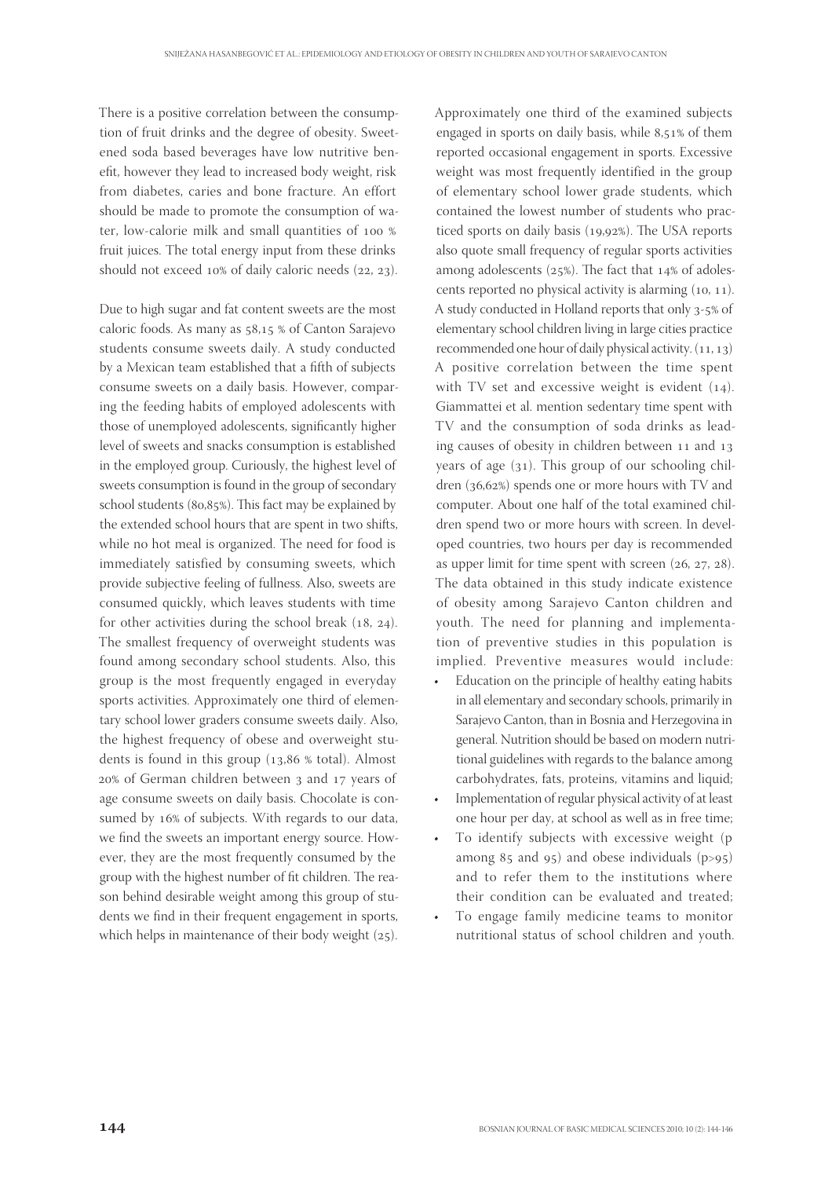There is a positive correlation between the consumption of fruit drinks and the degree of obesity. Sweetened soda based beverages have low nutritive benefit, however they lead to increased body weight, risk from diabetes, caries and bone fracture. An effort should be made to promote the consumption of water, low-calorie milk and small quantities of 100 % fruit juices. The total energy input from these drinks should not exceed 10% of daily caloric needs (22, 23).

Due to high sugar and fat content sweets are the most caloric foods. As many as 58,15 % of Canton Sarajevo students consume sweets daily. A study conducted by a Mexican team established that a fifth of subjects consume sweets on a daily basis. However, comparing the feeding habits of employed adolescents with those of unemployed adolescents, significantly higher level of sweets and snacks consumption is established in the employed group. Curiously, the highest level of sweets consumption is found in the group of secondary school students (80,85%). This fact may be explained by the extended school hours that are spent in two shifts, while no hot meal is organized. The need for food is immediately satisfied by consuming sweets, which provide subjective feeling of fullness. Also, sweets are consumed quickly, which leaves students with time for other activities during the school break (18, 24). The smallest frequency of overweight students was found among secondary school students. Also, this group is the most frequently engaged in everyday sports activities. Approximately one third of elementary school lower graders consume sweets daily. Also, the highest frequency of obese and overweight students is found in this group (13,86 % total). Almost 20% of German children between 3 and 17 years of age consume sweets on daily basis. Chocolate is consumed by 16% of subjects. With regards to our data, we find the sweets an important energy source. However, they are the most frequently consumed by the group with the highest number of fit children. The reason behind desirable weight among this group of students we find in their frequent engagement in sports, which helps in maintenance of their body weight (25).

Approximately one third of the examined subjects engaged in sports on daily basis, while 8,51% of them reported occasional engagement in sports. Excessive weight was most frequently identified in the group of elementary school lower grade students, which contained the lowest number of students who practiced sports on daily basis (19,92%). The USA reports also quote small frequency of regular sports activities among adolescents (25%). The fact that 14% of adolescents reported no physical activity is alarming (10, 11). A study conducted in Holland reports that only 3-5% of elementary school children living in large cities practice recommended one hour of daily physical activity. (11, 13) A positive correlation between the time spent with TV set and excessive weight is evident (14). Giammattei et al. mention sedentary time spent with TV and the consumption of soda drinks as leading causes of obesity in children between 11 and 13 years of age (31). This group of our schooling children (36,62%) spends one or more hours with TV and computer. About one half of the total examined children spend two or more hours with screen. In developed countries, two hours per day is recommended as upper limit for time spent with screen (26, 27, 28). The data obtained in this study indicate existence of obesity among Sarajevo Canton children and youth. The need for planning and implementation of preventive studies in this population is implied. Preventive measures would include:

- Education on the principle of healthy eating habits in all elementary and secondary schools, primarily in Sarajevo Canton, than in Bosnia and Herzegovina in general. Nutrition should be based on modern nutritional guidelines with regards to the balance among carbohydrates, fats, proteins, vitamins and liquid;
- Implementation of regular physical activity of at least one hour per day, at school as well as in free time;
- To identify subjects with excessive weight (p among 85 and 95) and obese individuals ($p>95$) and to refer them to the institutions where their condition can be evaluated and treated;
- To engage family medicine teams to monitor nutritional status of school children and youth.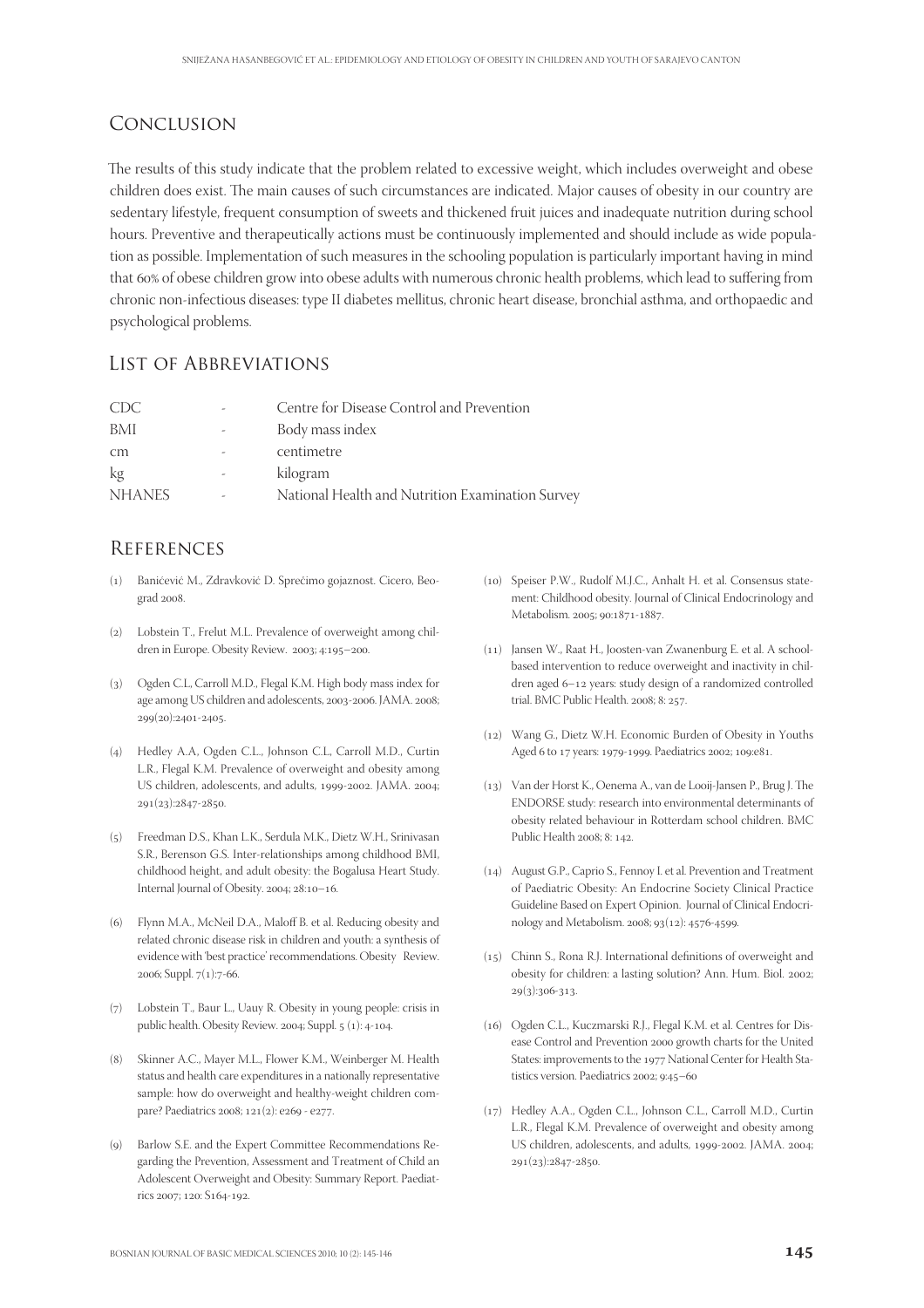## Conclusion

The results of this study indicate that the problem related to excessive weight, which includes overweight and obese children does exist. The main causes of such circumstances are indicated. Major causes of obesity in our country are sedentary lifestyle, frequent consumption of sweets and thickened fruit juices and inadequate nutrition during school hours. Preventive and therapeutically actions must be continuously implemented and should include as wide population as possible. Implementation of such measures in the schooling population is particularly important having in mind that 60% of obese children grow into obese adults with numerous chronic health problems, which lead to suffering from chronic non-infectious diseases: type II diabetes mellitus, chronic heart disease, bronchial asthma, and orthopaedic and psychological problems.

## List of Abbreviations

| | | |
|---|---|---|
| CDC | - | Centre for Disease Control and Prevention |
| BMI | - | Body mass index |
| cm | - | centimetre |
| kg | - | kilogram |
| NHANES | - | National Health and Nutrition Examination Survey |

## References

(1) Banićević M., Zdravković D. Sprećimo gojaznost. Cicero, Beograd 2008.

(2) Lobstein T., Frelut M.L. Prevalence of overweight among children in Europe. Obesity Review. 2003; 4:195–200.

(3) Ogden C.L, Carroll M.D., Flegal K.M. High body mass index for age among US children and adolescents, 2003-2006. JAMA. 2008; 299(20):2401-2405.

(4) Hedley A.A, Ogden C.L., Johnson C.L, Carroll M.D., Curtin L.R., Flegal K.M. Prevalence of overweight and obesity among US children, adolescents, and adults, 1999-2002. JAMA. 2004; 291(23):2847-2850.

(5) Freedman D.S., Khan L.K., Serdula M.K., Dietz W.H., Srinivasan S.R., Berenson G.S. Inter-relationships among childhood BMI, childhood height, and adult obesity: the Bogalusa Heart Study. Internal Journal of Obesity. 2004; 28:10–16.

(6) Flynn M.A., McNeil D.A., Maloff B. et al. Reducing obesity and related chronic disease risk in children and youth: a synthesis of evidence with 'best practice' recommendations. Obesity Review. 2006; Suppl. 7(1):7-66.

(7) Lobstein T., Baur L., Uauy R. Obesity in young people: crisis in public health. Obesity Review. 2004; Suppl. 5 (1): 4-104.

(8) Skinner A.C., Mayer M.L., Flower K.M., Weinberger M. Health status and health care expenditures in a nationally representative sample: how do overweight and healthy-weight children compare? Paediatrics 2008; 121(2): e269 - e277.

(9) Barlow S.E. and the Expert Committee Recommendations Regarding the Prevention, Assessment and Treatment of Child an Adolescent Overweight and Obesity: Summary Report. Paediatrics 2007; 120: S164-192.

(10) Speiser P.W., Rudolf M.J.C., Anhalt H. et al. Consensus statement: Childhood obesity. Journal of Clinical Endocrinology and Metabolism. 2005; 90:1871-1887.

(11) Jansen W., Raat H., Joosten-van Zwanenburg E. et al. A school-based intervention to reduce overweight and inactivity in children aged 6–12 years: study design of a randomized controlled trial. BMC Public Health. 2008; 8: 257.

(12) Wang G., Dietz W.H. Economic Burden of Obesity in Youths Aged 6 to 17 years: 1979-1999. Paediatrics 2002; 109:e81.

(13) Van der Horst K., Oenema A., van de Looij-Jansen P., Brug J. The ENDORSE study: research into environmental determinants of obesity related behaviour in Rotterdam school children. BMC Public Health 2008; 8: 142.

(14) August G.P., Caprio S., Fennoy I. et al. Prevention and Treatment of Paediatric Obesity: An Endocrine Society Clinical Practice Guideline Based on Expert Opinion. Journal of Clinical Endocrinology and Metabolism. 2008; 93(12): 4576-4599.

(15) Chinn S., Rona R.J. International definitions of overweight and obesity for children: a lasting solution? Ann. Hum. Biol. 2002; 29(3):306-313.

(16) Ogden C.L., Kuczmarski R.J., Flegal K.M. et al. Centres for Disease Control and Prevention 2000 growth charts for the United States: improvements to the 1977 National Center for Health Statistics version. Paediatrics 2002; 9:45–60

(17) Hedley A.A., Ogden C.L., Johnson C.L., Carroll M.D., Curtin L.R., Flegal K.M. Prevalence of overweight and obesity among US children, adolescents, and adults, 1999-2002. JAMA. 2004; 291(23):2847-2850.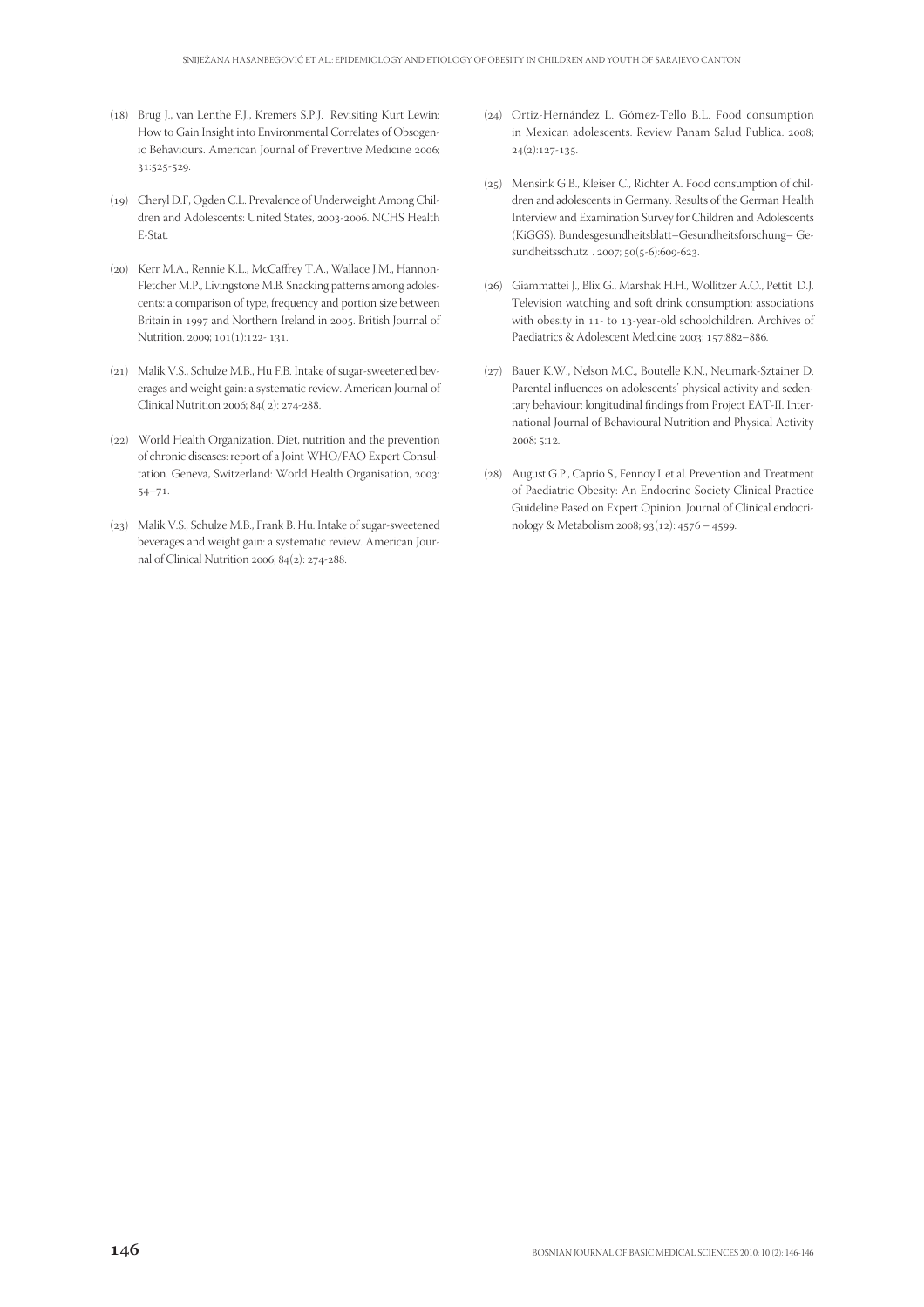(18) Brug J., van Lenthe F.J., Kremers S.P.J. Revisiting Kurt Lewin: How to Gain Insight into Environmental Correlates of Obsogenic Behaviours. American Journal of Preventive Medicine 2006; 31:525-529.

(19) Cheryl D.F, Ogden C.L. Prevalence of Underweight Among Children and Adolescents: United States, 2003-2006. NCHS Health E-Stat.

(20) Kerr M.A., Rennie K.L., McCaffrey T.A., Wallace J.M., Hannon-Fletcher M.P., Livingstone M.B. Snacking patterns among adolescents: a comparison of type, frequency and portion size between Britain in 1997 and Northern Ireland in 2005. British Journal of Nutrition. 2009; 101(1):122- 131.

(21) Malik V.S., Schulze M.B., Hu F.B. Intake of sugar-sweetened beverages and weight gain: a systematic review. American Journal of Clinical Nutrition 2006; 84( 2): 274-288.

(22) World Health Organization. Diet, nutrition and the prevention of chronic diseases: report of a Joint WHO/FAO Expert Consultation. Geneva, Switzerland: World Health Organisation, 2003: 54–71.

(23) Malik V.S., Schulze M.B., Frank B. Hu. Intake of sugar-sweetened beverages and weight gain: a systematic review. American Journal of Clinical Nutrition 2006; 84(2): 274-288.

(24) Ortiz-Hernández L. Gómez-Tello B.L. Food consumption in Mexican adolescents. Review Panam Salud Publica. 2008; 24(2):127-135.

(25) Mensink G.B., Kleiser C., Richter A. Food consumption of children and adolescents in Germany. Results of the German Health Interview and Examination Survey for Children and Adolescents (KiGGS). Bundesgesundheitsblatt–Gesundheitsforschung– Gesundheitsschutz . 2007; 50(5-6):609-623.

(26) Giammattei J., Blix G., Marshak H.H., Wollitzer A.O., Pettit D.J. Television watching and soft drink consumption: associations with obesity in 11- to 13-year-old schoolchildren. Archives of Paediatrics & Adolescent Medicine 2003; 157:882–886.

(27) Bauer K.W., Nelson M.C., Boutelle K.N., Neumark-Sztainer D. Parental influences on adolescents' physical activity and sedentary behaviour: longitudinal findings from Project EAT-II. International Journal of Behavioural Nutrition and Physical Activity 2008; 5:12.

(28) August G.P., Caprio S., Fennoy I. et al. Prevention and Treatment of Paediatric Obesity: An Endocrine Society Clinical Practice Guideline Based on Expert Opinion. Journal of Clinical endocrinology & Metabolism 2008; 93(12): 4576 – 4599.